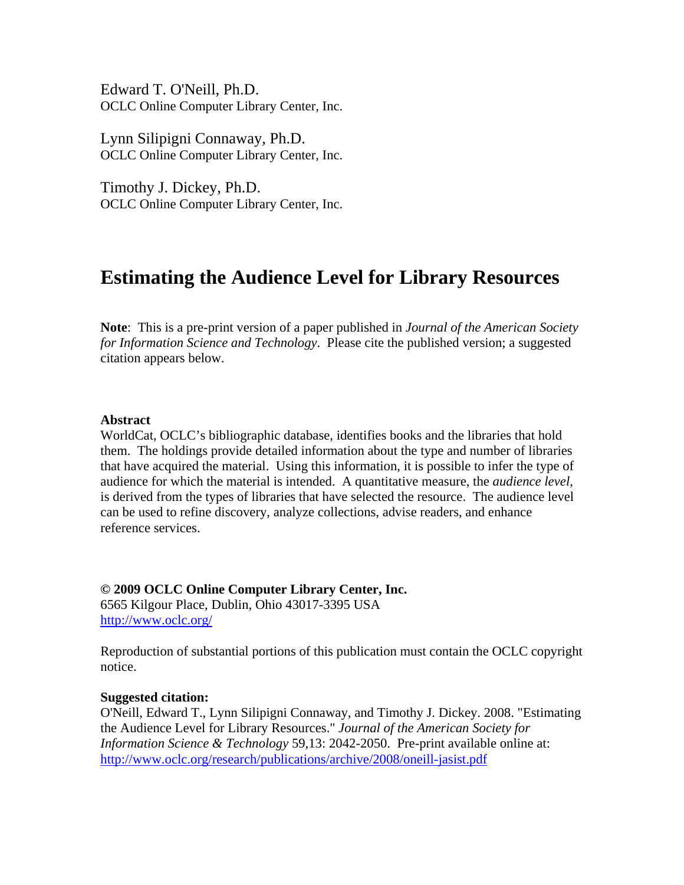Edward T. O'Neill, Ph.D.
OCLC Online Computer Library Center, Inc.

Lynn Silipigni Connaway, Ph.D.
OCLC Online Computer Library Center, Inc.

Timothy J. Dickey, Ph.D.
OCLC Online Computer Library Center, Inc.

# Estimating the Audience Level for Library Resources

**Note**: This is a pre-print version of a paper published in *Journal of the American Society for Information Science and Technology*. Please cite the published version; a suggested citation appears below.

**Abstract**
WorldCat, OCLC's bibliographic database, identifies books and the libraries that hold them. The holdings provide detailed information about the type and number of libraries that have acquired the material. Using this information, it is possible to infer the type of audience for which the material is intended. A quantitative measure, the *audience level*, is derived from the types of libraries that have selected the resource. The audience level can be used to refine discovery, analyze collections, advise readers, and enhance reference services.

**© 2009 OCLC Online Computer Library Center, Inc.**
6565 Kilgour Place, Dublin, Ohio 43017-3395 USA
http://www.oclc.org/

Reproduction of substantial portions of this publication must contain the OCLC copyright notice.

**Suggested citation:**
O'Neill, Edward T., Lynn Silipigni Connaway, and Timothy J. Dickey. 2008. "Estimating the Audience Level for Library Resources." *Journal of the American Society for Information Science & Technology* 59,13: 2042-2050. Pre-print available online at: http://www.oclc.org/research/publications/archive/2008/oneill-jasist.pdf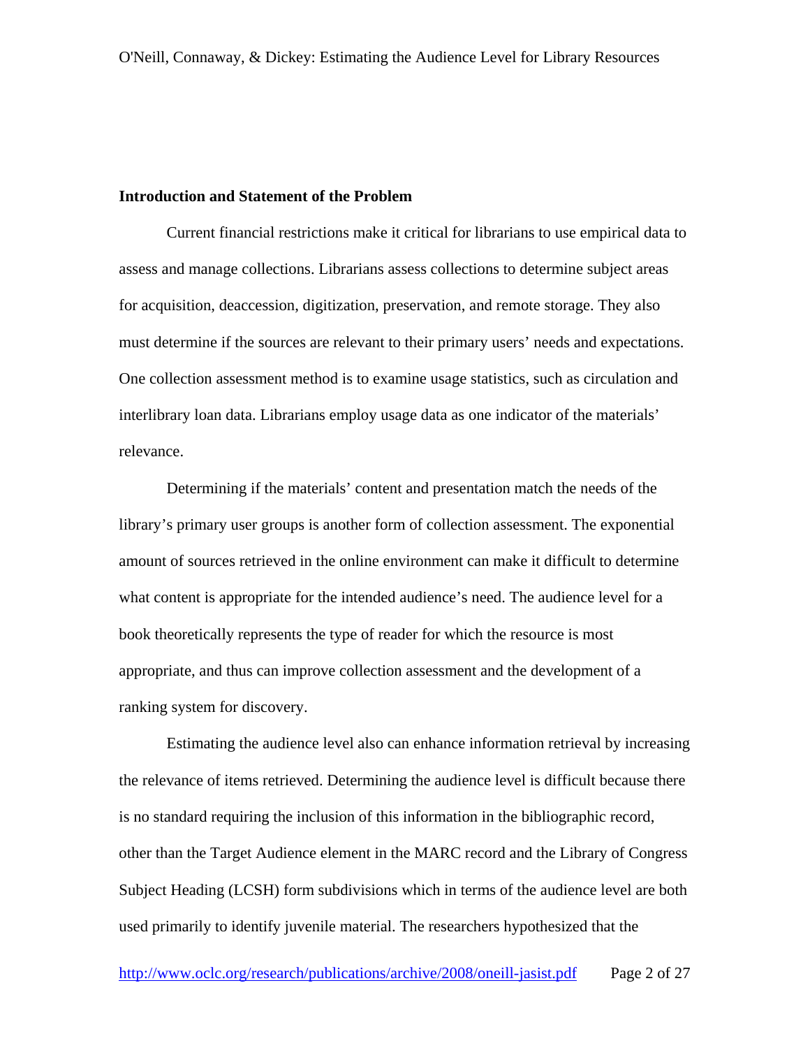## Introduction and Statement of the Problem

Current financial restrictions make it critical for librarians to use empirical data to assess and manage collections. Librarians assess collections to determine subject areas for acquisition, deaccession, digitization, preservation, and remote storage. They also must determine if the sources are relevant to their primary users' needs and expectations. One collection assessment method is to examine usage statistics, such as circulation and interlibrary loan data. Librarians employ usage data as one indicator of the materials' relevance.

Determining if the materials' content and presentation match the needs of the library's primary user groups is another form of collection assessment. The exponential amount of sources retrieved in the online environment can make it difficult to determine what content is appropriate for the intended audience's need. The audience level for a book theoretically represents the type of reader for which the resource is most appropriate, and thus can improve collection assessment and the development of a ranking system for discovery.

Estimating the audience level also can enhance information retrieval by increasing the relevance of items retrieved. Determining the audience level is difficult because there is no standard requiring the inclusion of this information in the bibliographic record, other than the Target Audience element in the MARC record and the Library of Congress Subject Heading (LCSH) form subdivisions which in terms of the audience level are both used primarily to identify juvenile material. The researchers hypothesized that the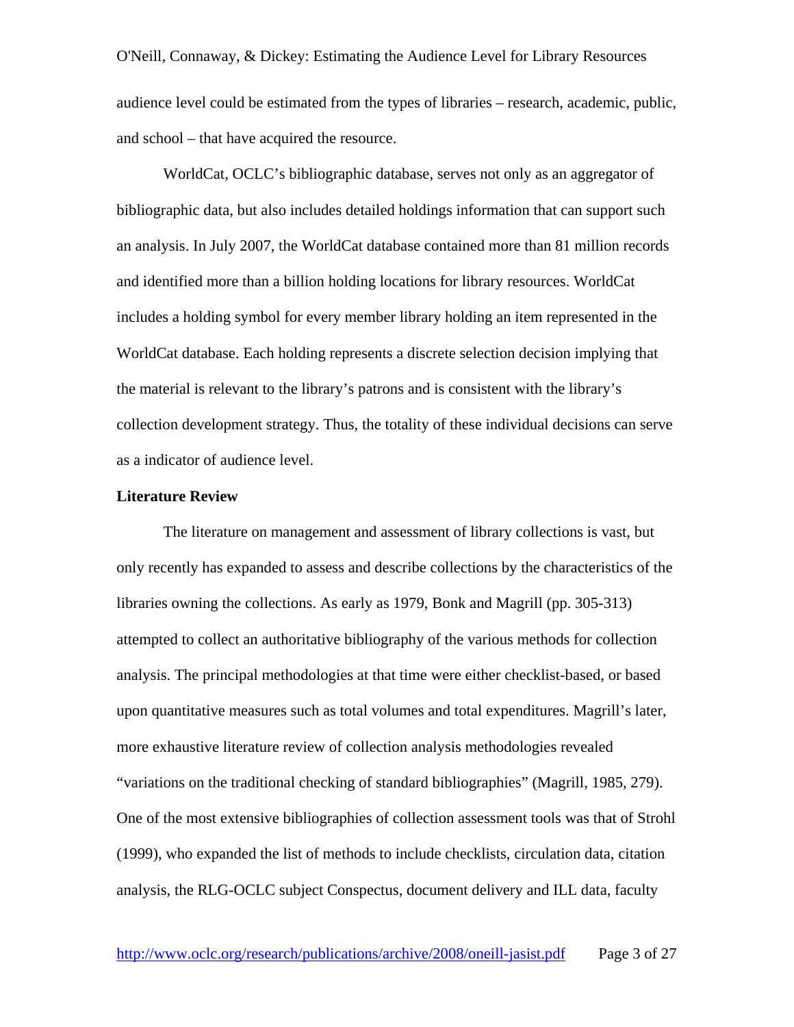audience level could be estimated from the types of libraries – research, academic, public, and school – that have acquired the resource.

WorldCat, OCLC's bibliographic database, serves not only as an aggregator of bibliographic data, but also includes detailed holdings information that can support such an analysis. In July 2007, the WorldCat database contained more than 81 million records and identified more than a billion holding locations for library resources. WorldCat includes a holding symbol for every member library holding an item represented in the WorldCat database. Each holding represents a discrete selection decision implying that the material is relevant to the library's patrons and is consistent with the library's collection development strategy. Thus, the totality of these individual decisions can serve as a indicator of audience level.

**Literature Review**

The literature on management and assessment of library collections is vast, but only recently has expanded to assess and describe collections by the characteristics of the libraries owning the collections. As early as 1979, Bonk and Magrill (pp. 305-313) attempted to collect an authoritative bibliography of the various methods for collection analysis. The principal methodologies at that time were either checklist-based, or based upon quantitative measures such as total volumes and total expenditures. Magrill's later, more exhaustive literature review of collection analysis methodologies revealed "variations on the traditional checking of standard bibliographies" (Magrill, 1985, 279). One of the most extensive bibliographies of collection assessment tools was that of Strohl (1999), who expanded the list of methods to include checklists, circulation data, citation analysis, the RLG-OCLC subject Conspectus, document delivery and ILL data, faculty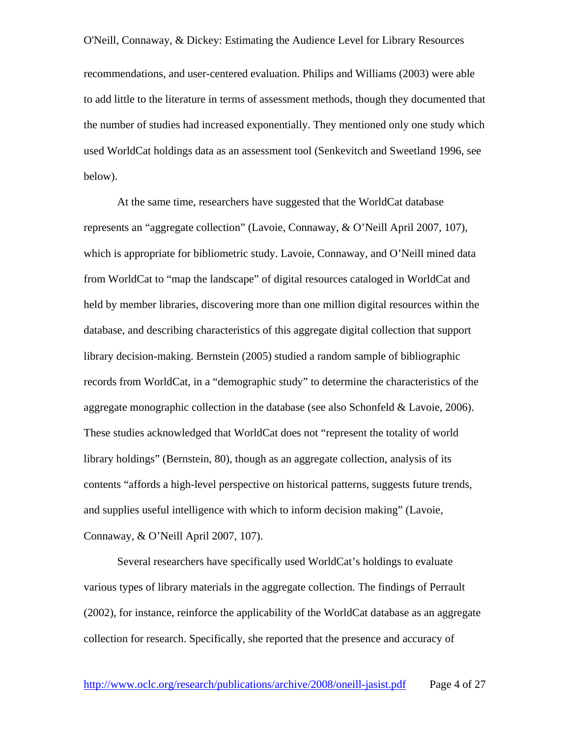recommendations, and user-centered evaluation. Philips and Williams (2003) were able to add little to the literature in terms of assessment methods, though they documented that the number of studies had increased exponentially. They mentioned only one study which used WorldCat holdings data as an assessment tool (Senkevitch and Sweetland 1996, see below).

At the same time, researchers have suggested that the WorldCat database represents an "aggregate collection" (Lavoie, Connaway, & O'Neill April 2007, 107), which is appropriate for bibliometric study. Lavoie, Connaway, and O'Neill mined data from WorldCat to "map the landscape" of digital resources cataloged in WorldCat and held by member libraries, discovering more than one million digital resources within the database, and describing characteristics of this aggregate digital collection that support library decision-making. Bernstein (2005) studied a random sample of bibliographic records from WorldCat, in a "demographic study" to determine the characteristics of the aggregate monographic collection in the database (see also Schonfeld & Lavoie, 2006). These studies acknowledged that WorldCat does not "represent the totality of world library holdings" (Bernstein, 80), though as an aggregate collection, analysis of its contents "affords a high-level perspective on historical patterns, suggests future trends, and supplies useful intelligence with which to inform decision making" (Lavoie, Connaway, & O'Neill April 2007, 107).

Several researchers have specifically used WorldCat's holdings to evaluate various types of library materials in the aggregate collection. The findings of Perrault (2002), for instance, reinforce the applicability of the WorldCat database as an aggregate collection for research. Specifically, she reported that the presence and accuracy of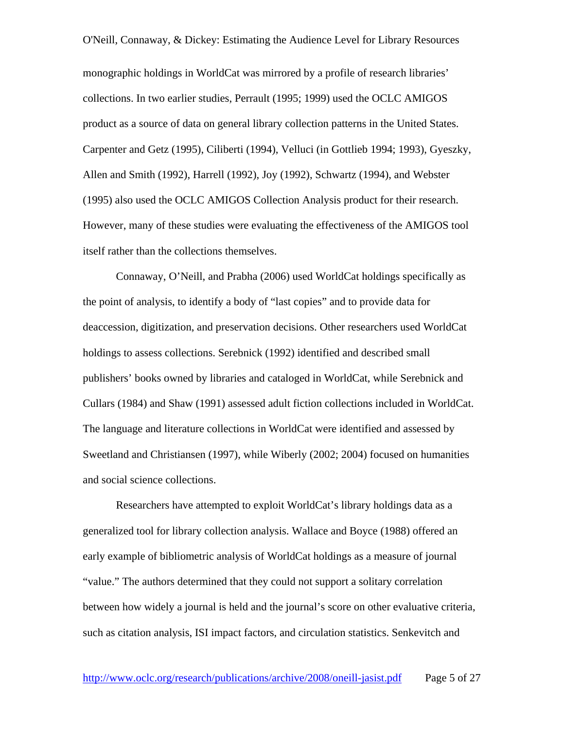monographic holdings in WorldCat was mirrored by a profile of research libraries' collections. In two earlier studies, Perrault (1995; 1999) used the OCLC AMIGOS product as a source of data on general library collection patterns in the United States. Carpenter and Getz (1995), Ciliberti (1994), Velluci (in Gottlieb 1994; 1993), Gyeszky, Allen and Smith (1992), Harrell (1992), Joy (1992), Schwartz (1994), and Webster (1995) also used the OCLC AMIGOS Collection Analysis product for their research. However, many of these studies were evaluating the effectiveness of the AMIGOS tool itself rather than the collections themselves.

Connaway, O'Neill, and Prabha (2006) used WorldCat holdings specifically as the point of analysis, to identify a body of "last copies" and to provide data for deaccession, digitization, and preservation decisions. Other researchers used WorldCat holdings to assess collections. Serebnick (1992) identified and described small publishers' books owned by libraries and cataloged in WorldCat, while Serebnick and Cullars (1984) and Shaw (1991) assessed adult fiction collections included in WorldCat. The language and literature collections in WorldCat were identified and assessed by Sweetland and Christiansen (1997), while Wiberly (2002; 2004) focused on humanities and social science collections.

Researchers have attempted to exploit WorldCat's library holdings data as a generalized tool for library collection analysis. Wallace and Boyce (1988) offered an early example of bibliometric analysis of WorldCat holdings as a measure of journal "value." The authors determined that they could not support a solitary correlation between how widely a journal is held and the journal's score on other evaluative criteria, such as citation analysis, ISI impact factors, and circulation statistics. Senkevitch and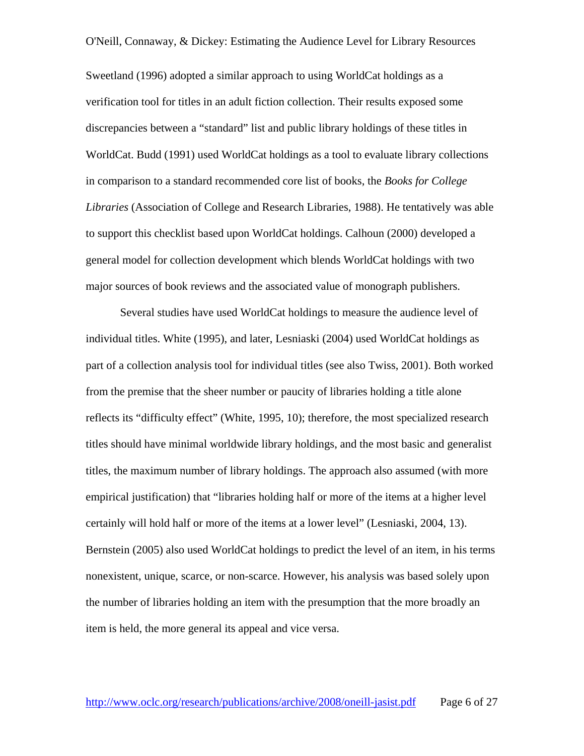Sweetland (1996) adopted a similar approach to using WorldCat holdings as a verification tool for titles in an adult fiction collection. Their results exposed some discrepancies between a "standard" list and public library holdings of these titles in WorldCat. Budd (1991) used WorldCat holdings as a tool to evaluate library collections in comparison to a standard recommended core list of books, the *Books for College Libraries* (Association of College and Research Libraries, 1988). He tentatively was able to support this checklist based upon WorldCat holdings. Calhoun (2000) developed a general model for collection development which blends WorldCat holdings with two major sources of book reviews and the associated value of monograph publishers.

Several studies have used WorldCat holdings to measure the audience level of individual titles. White (1995), and later, Lesniaski (2004) used WorldCat holdings as part of a collection analysis tool for individual titles (see also Twiss, 2001). Both worked from the premise that the sheer number or paucity of libraries holding a title alone reflects its "difficulty effect" (White, 1995, 10); therefore, the most specialized research titles should have minimal worldwide library holdings, and the most basic and generalist titles, the maximum number of library holdings. The approach also assumed (with more empirical justification) that "libraries holding half or more of the items at a higher level certainly will hold half or more of the items at a lower level" (Lesniaski, 2004, 13). Bernstein (2005) also used WorldCat holdings to predict the level of an item, in his terms nonexistent, unique, scarce, or non-scarce. However, his analysis was based solely upon the number of libraries holding an item with the presumption that the more broadly an item is held, the more general its appeal and vice versa.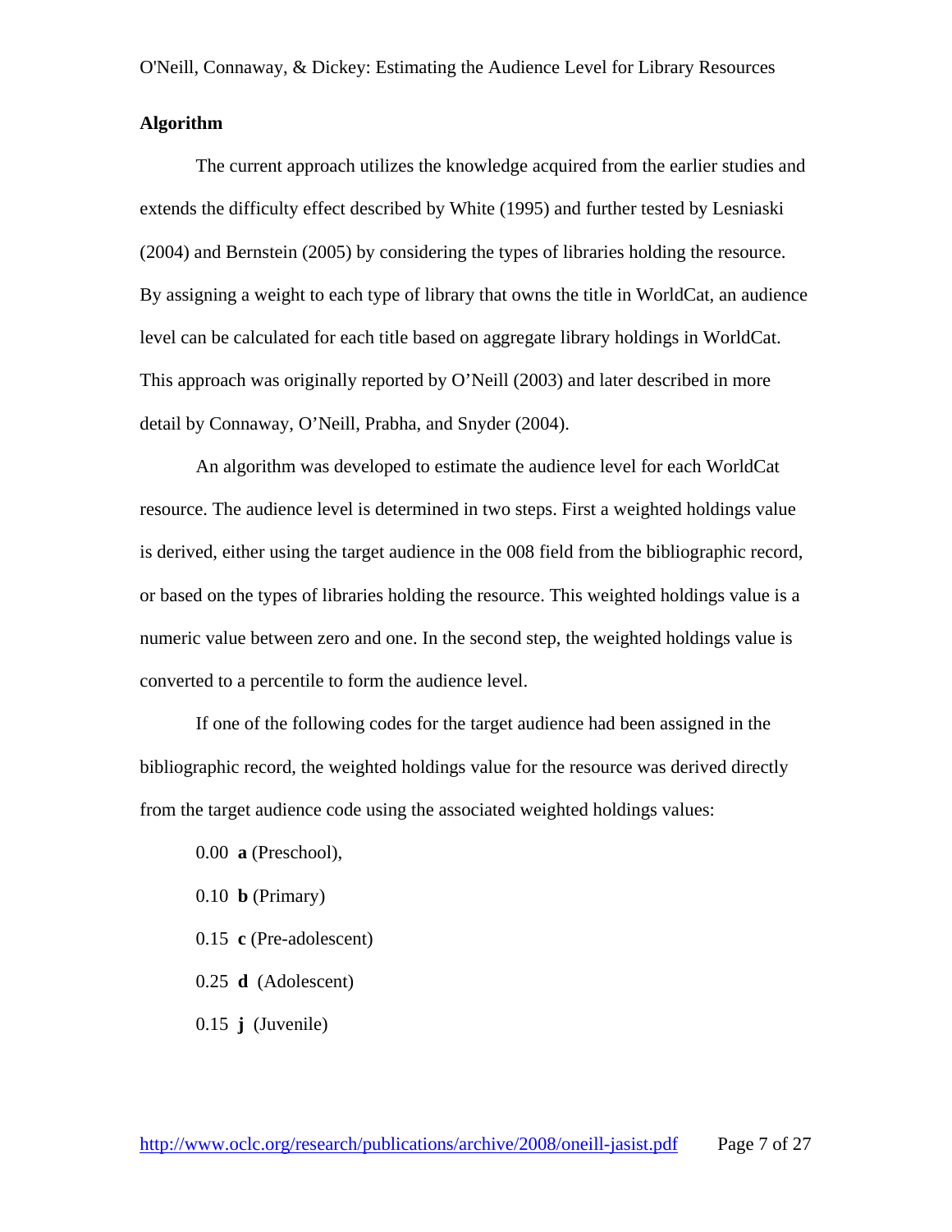## Algorithm

The current approach utilizes the knowledge acquired from the earlier studies and extends the difficulty effect described by White (1995) and further tested by Lesniaski (2004) and Bernstein (2005) by considering the types of libraries holding the resource. By assigning a weight to each type of library that owns the title in WorldCat, an audience level can be calculated for each title based on aggregate library holdings in WorldCat. This approach was originally reported by O'Neill (2003) and later described in more detail by Connaway, O'Neill, Prabha, and Snyder (2004).

An algorithm was developed to estimate the audience level for each WorldCat resource. The audience level is determined in two steps. First a weighted holdings value is derived, either using the target audience in the 008 field from the bibliographic record, or based on the types of libraries holding the resource. This weighted holdings value is a numeric value between zero and one. In the second step, the weighted holdings value is converted to a percentile to form the audience level.

If one of the following codes for the target audience had been assigned in the bibliographic record, the weighted holdings value for the resource was derived directly from the target audience code using the associated weighted holdings values:

0.00 **a** (Preschool),

0.10 **b** (Primary)

0.15 **c** (Pre-adolescent)

0.25 **d** (Adolescent)

0.15 **j** (Juvenile)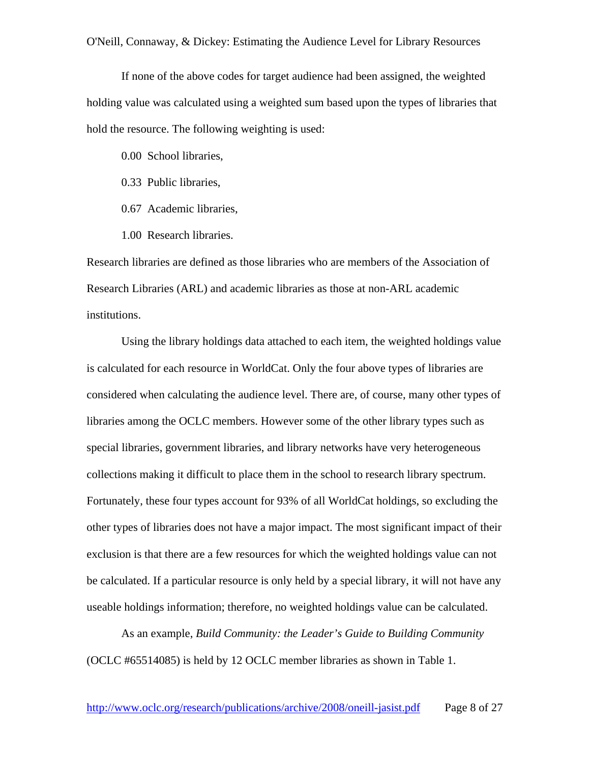If none of the above codes for target audience had been assigned, the weighted holding value was calculated using a weighted sum based upon the types of libraries that hold the resource. The following weighting is used:

0.00 School libraries,

0.33 Public libraries,

0.67 Academic libraries,

1.00 Research libraries.

Research libraries are defined as those libraries who are members of the Association of Research Libraries (ARL) and academic libraries as those at non-ARL academic institutions.

Using the library holdings data attached to each item, the weighted holdings value is calculated for each resource in WorldCat. Only the four above types of libraries are considered when calculating the audience level. There are, of course, many other types of libraries among the OCLC members. However some of the other library types such as special libraries, government libraries, and library networks have very heterogeneous collections making it difficult to place them in the school to research library spectrum. Fortunately, these four types account for 93% of all WorldCat holdings, so excluding the other types of libraries does not have a major impact. The most significant impact of their exclusion is that there are a few resources for which the weighted holdings value can not be calculated. If a particular resource is only held by a special library, it will not have any useable holdings information; therefore, no weighted holdings value can be calculated.

As an example, *Build Community: the Leader's Guide to Building Community* (OCLC #65514085) is held by 12 OCLC member libraries as shown in Table 1.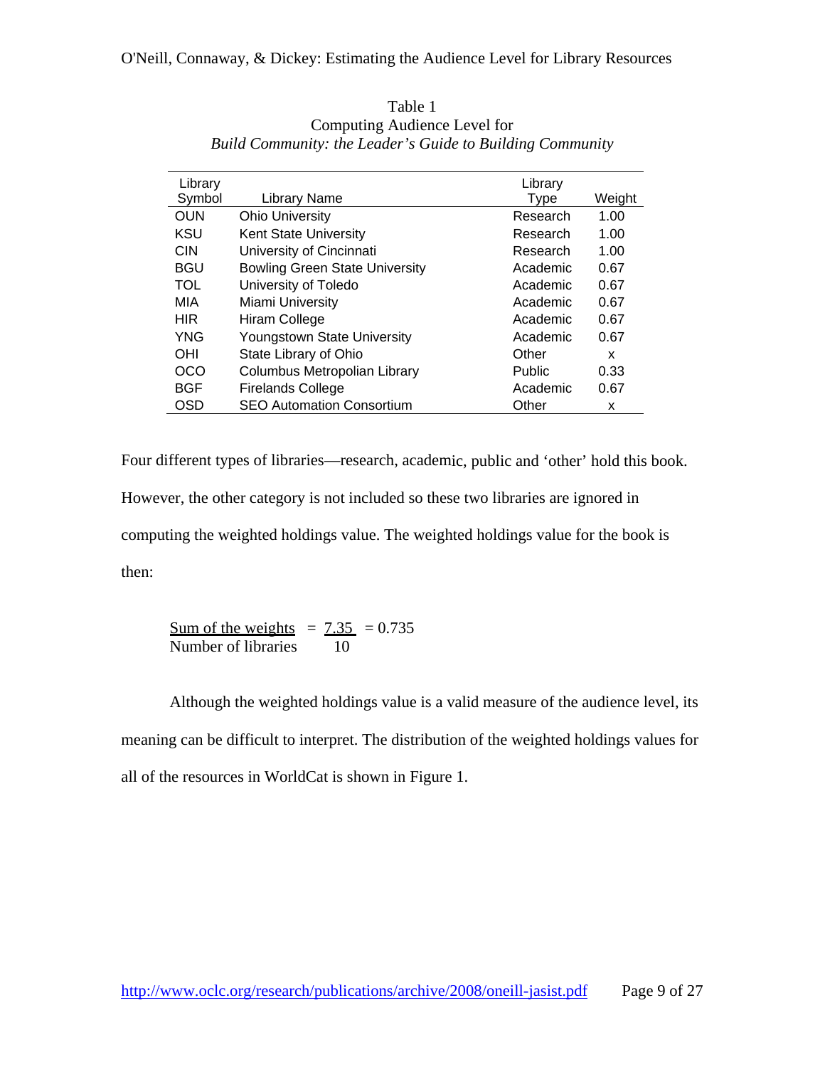Table 1
Computing Audience Level for
*Build Community: the Leader's Guide to Building Community*

| Library Symbol | Library Name | Library Type | Weight |
|---|---|---|---|
| OUN | Ohio University | Research | 1.00 |
| KSU | Kent State University | Research | 1.00 |
| CIN | University of Cincinnati | Research | 1.00 |
| BGU | Bowling Green State University | Academic | 0.67 |
| TOL | University of Toledo | Academic | 0.67 |
| MIA | Miami University | Academic | 0.67 |
| HIR | Hiram College | Academic | 0.67 |
| YNG | Youngstown State University | Academic | 0.67 |
| OHI | State Library of Ohio | Other | x |
| OCO | Columbus Metropolitan Library | Public | 0.33 |
| BGF | Firelands College | Academic | 0.67 |
| OSD | SEO Automation Consortium | Other | x |

Four different types of libraries—research, academic, public and 'other' hold this book. However, the other category is not included so these two libraries are ignored in computing the weighted holdings value. The weighted holdings value for the book is then:

$$\frac{\text{Sum of the weights}}{\text{Number of libraries}} = \frac{7.35}{10} = 0.735$$

Although the weighted holdings value is a valid measure of the audience level, its meaning can be difficult to interpret. The distribution of the weighted holdings values for all of the resources in WorldCat is shown in Figure 1.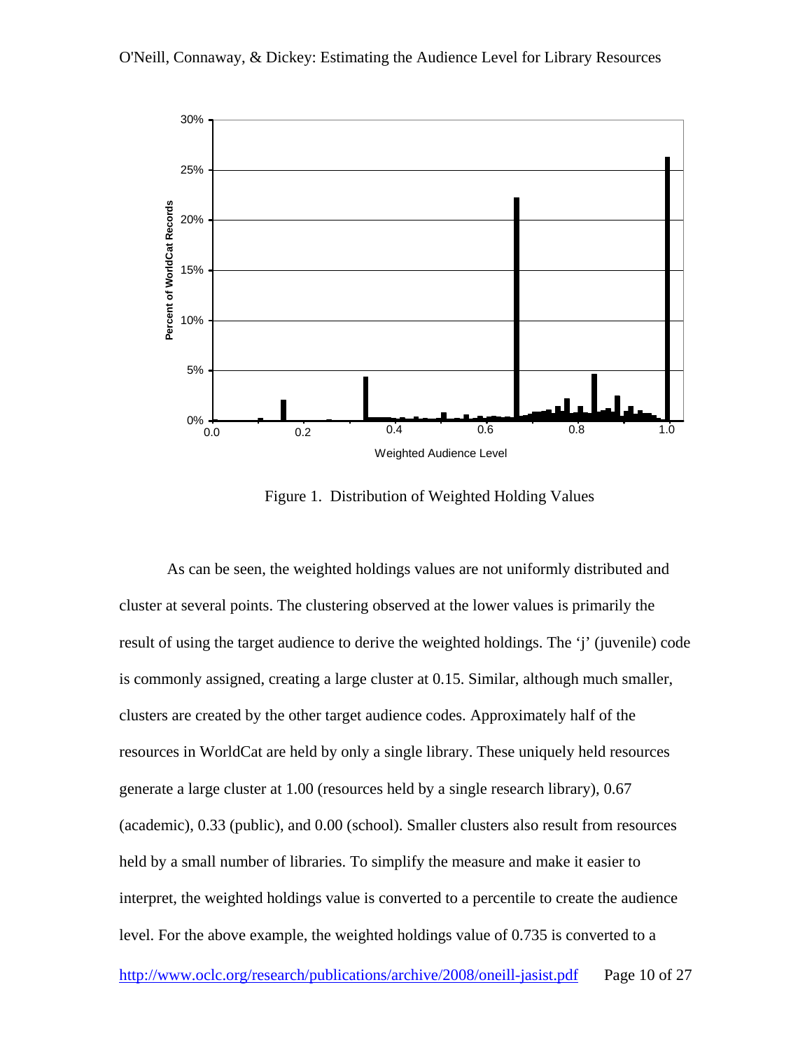Figure 1. Distribution of Weighted Holding Values

As can be seen, the weighted holdings values are not uniformly distributed and cluster at several points. The clustering observed at the lower values is primarily the result of using the target audience to derive the weighted holdings. The 'j' (juvenile) code is commonly assigned, creating a large cluster at 0.15. Similar, although much smaller, clusters are created by the other target audience codes. Approximately half of the resources in WorldCat are held by only a single library. These uniquely held resources generate a large cluster at 1.00 (resources held by a single research library), 0.67 (academic), 0.33 (public), and 0.00 (school). Smaller clusters also result from resources held by a small number of libraries. To simplify the measure and make it easier to interpret, the weighted holdings value is converted to a percentile to create the audience level. For the above example, the weighted holdings value of 0.735 is converted to a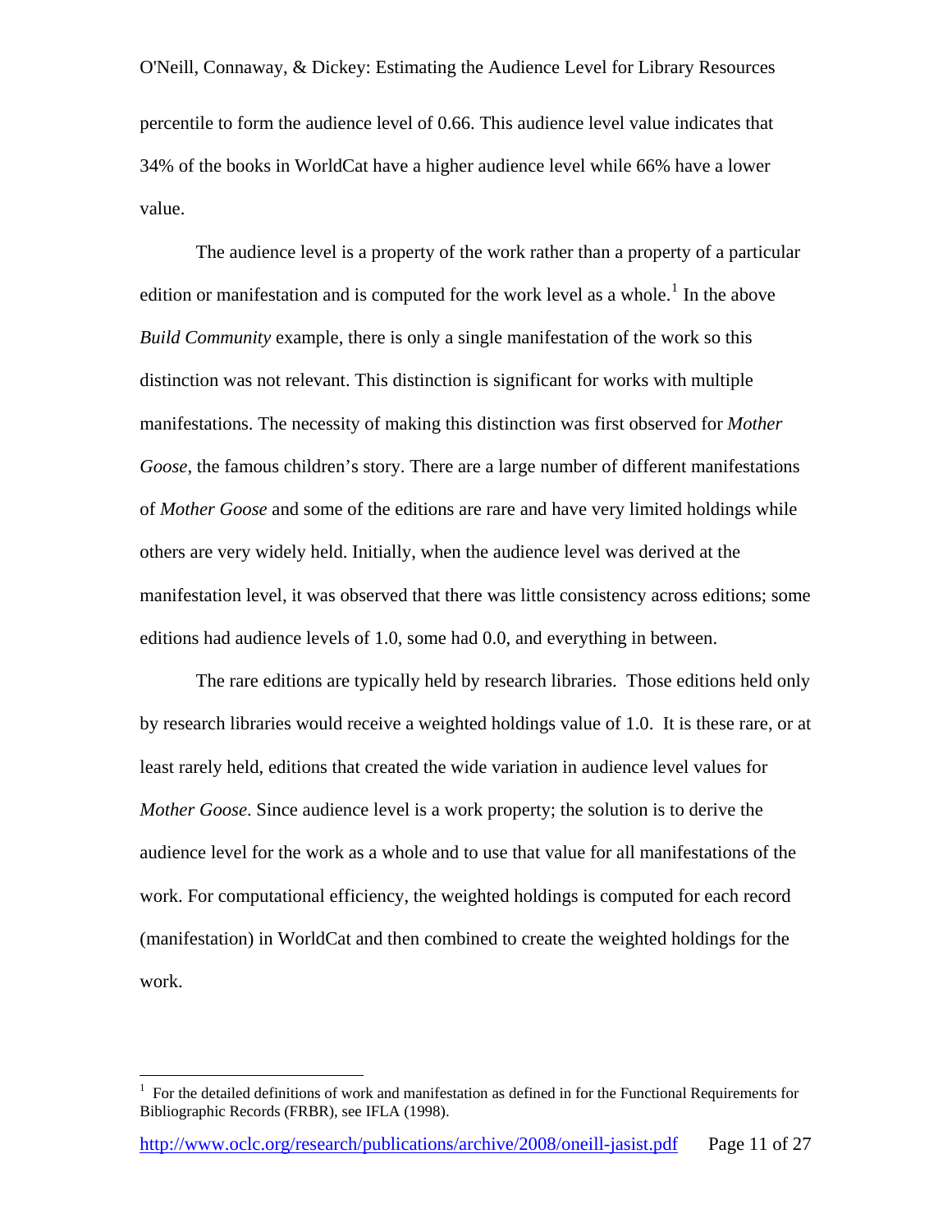percentile to form the audience level of 0.66. This audience level value indicates that 34% of the books in WorldCat have a higher audience level while 66% have a lower value.

The audience level is a property of the work rather than a property of a particular edition or manifestation and is computed for the work level as a whole.[1] In the above *Build Community* example, there is only a single manifestation of the work so this distinction was not relevant. This distinction is significant for works with multiple manifestations. The necessity of making this distinction was first observed for *Mother Goose*, the famous children's story. There are a large number of different manifestations of *Mother Goose* and some of the editions are rare and have very limited holdings while others are very widely held. Initially, when the audience level was derived at the manifestation level, it was observed that there was little consistency across editions; some editions had audience levels of 1.0, some had 0.0, and everything in between.

The rare editions are typically held by research libraries. Those editions held only by research libraries would receive a weighted holdings value of 1.0. It is these rare, or at least rarely held, editions that created the wide variation in audience level values for *Mother Goose*. Since audience level is a work property; the solution is to derive the audience level for the work as a whole and to use that value for all manifestations of the work. For computational efficiency, the weighted holdings is computed for each record (manifestation) in WorldCat and then combined to create the weighted holdings for the work.

---

[1] For the detailed definitions of work and manifestation as defined in for the Functional Requirements for Bibliographic Records (FRBR), see IFLA (1998).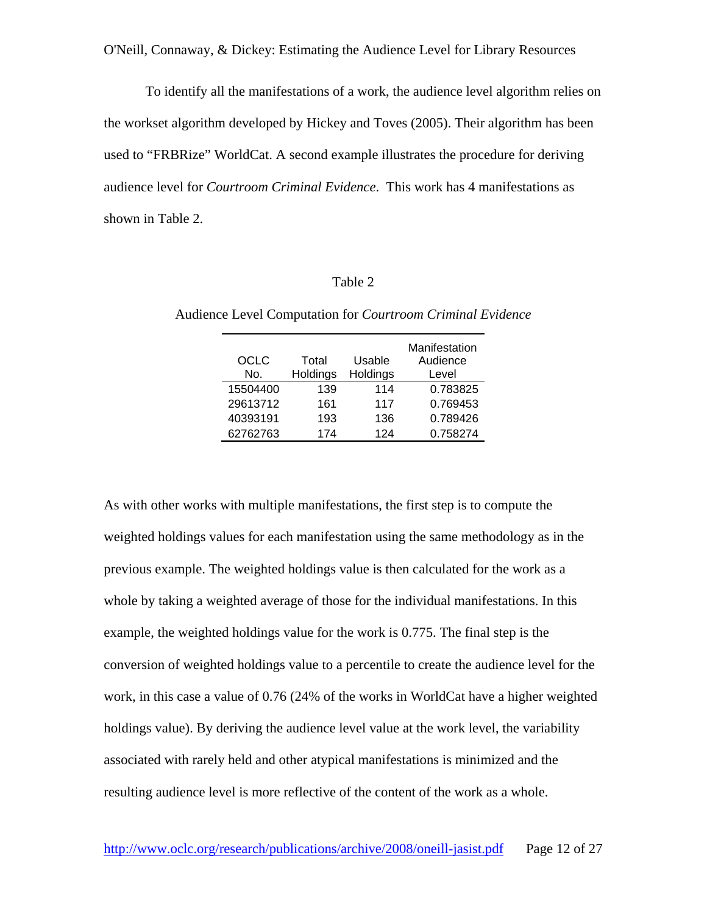To identify all the manifestations of a work, the audience level algorithm relies on the workset algorithm developed by Hickey and Toves (2005). Their algorithm has been used to "FRBRize" WorldCat. A second example illustrates the procedure for deriving audience level for *Courtroom Criminal Evidence*. This work has 4 manifestations as shown in Table 2.

Table 2

Audience Level Computation for *Courtroom Criminal Evidence*

| OCLC No. | Total Holdings | Usable Holdings | Manifestation Audience Level |
|---|---|---|---|
| 15504400 | 139 | 114 | 0.783825 |
| 29613712 | 161 | 117 | 0.769453 |
| 40393191 | 193 | 136 | 0.789426 |
| 62762763 | 174 | 124 | 0.758274 |

As with other works with multiple manifestations, the first step is to compute the weighted holdings values for each manifestation using the same methodology as in the previous example. The weighted holdings value is then calculated for the work as a whole by taking a weighted average of those for the individual manifestations. In this example, the weighted holdings value for the work is 0.775. The final step is the conversion of weighted holdings value to a percentile to create the audience level for the work, in this case a value of 0.76 (24% of the works in WorldCat have a higher weighted holdings value). By deriving the audience level value at the work level, the variability associated with rarely held and other atypical manifestations is minimized and the resulting audience level is more reflective of the content of the work as a whole.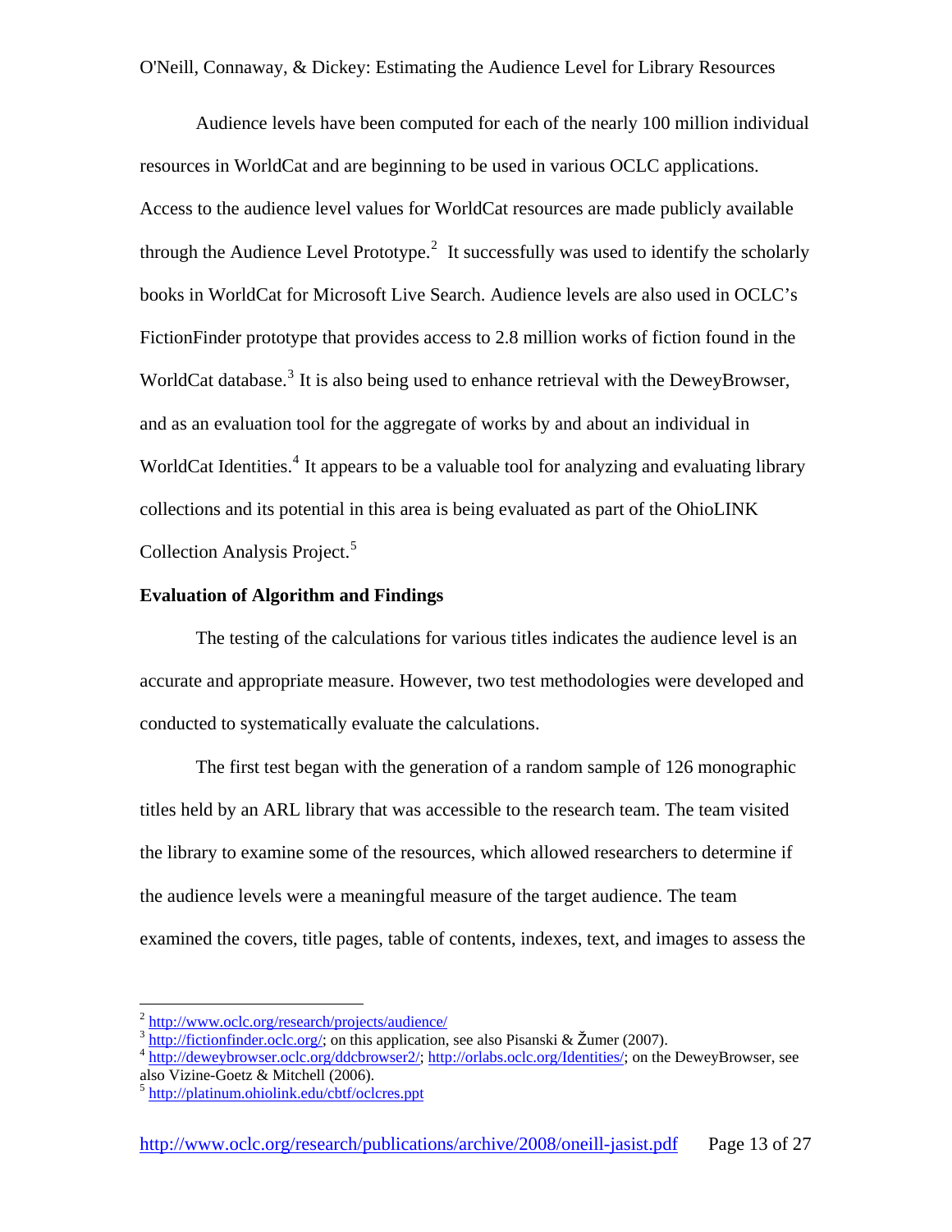Audience levels have been computed for each of the nearly 100 million individual resources in WorldCat and are beginning to be used in various OCLC applications. Access to the audience level values for WorldCat resources are made publicly available through the Audience Level Prototype.[2] It successfully was used to identify the scholarly books in WorldCat for Microsoft Live Search. Audience levels are also used in OCLC's FictionFinder prototype that provides access to 2.8 million works of fiction found in the WorldCat database.[3] It is also being used to enhance retrieval with the DeweyBrowser, and as an evaluation tool for the aggregate of works by and about an individual in WorldCat Identities.[4] It appears to be a valuable tool for analyzing and evaluating library collections and its potential in this area is being evaluated as part of the OhioLINK Collection Analysis Project.[5]

**Evaluation of Algorithm and Findings**

The testing of the calculations for various titles indicates the audience level is an accurate and appropriate measure. However, two test methodologies were developed and conducted to systematically evaluate the calculations.

The first test began with the generation of a random sample of 126 monographic titles held by an ARL library that was accessible to the research team. The team visited the library to examine some of the resources, which allowed researchers to determine if the audience levels were a meaningful measure of the target audience. The team examined the covers, title pages, table of contents, indexes, text, and images to assess the

---

[2] http://www.oclc.org/research/projects/audience/

[3] http://fictionfinder.oclc.org/; on this application, see also Pisanski & Žumer (2007).

[4] http://deweybrowser.oclc.org/ddcbrowser2/; http://orlabs.oclc.org/Identities/; on the DeweyBrowser, see also Vizine-Goetz & Mitchell (2006).

[5] http://platinum.ohiolink.edu/cbtf/oclcres.ppt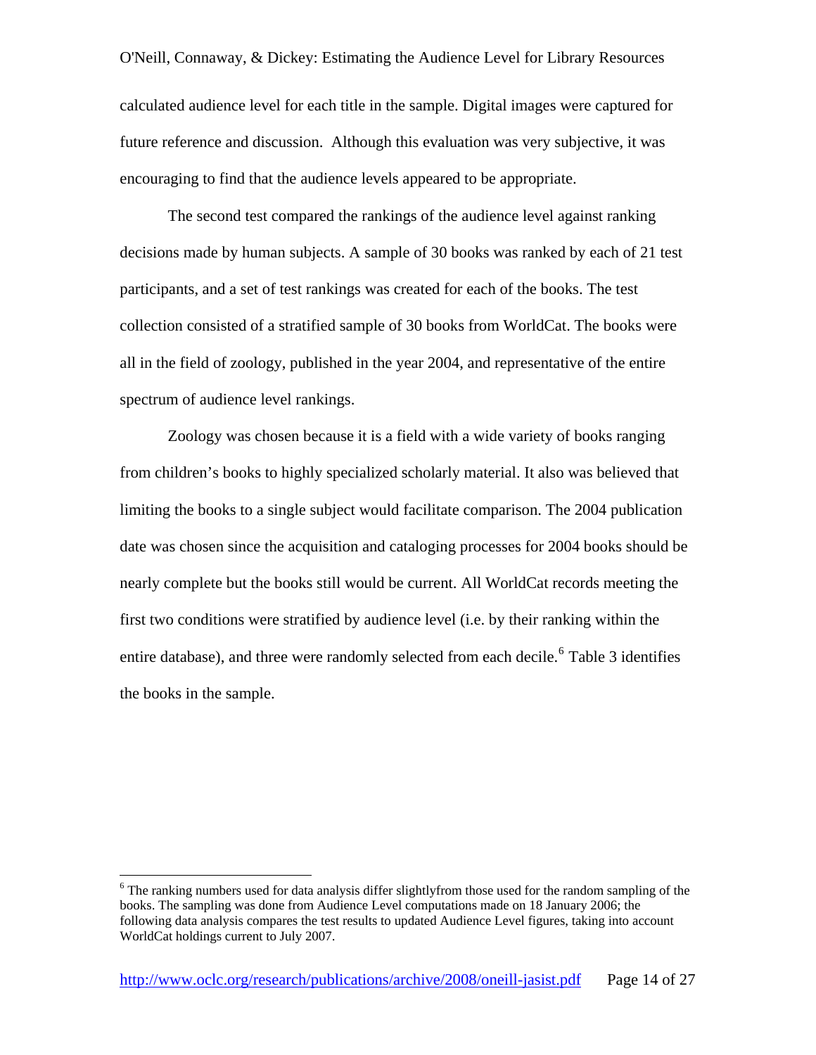calculated audience level for each title in the sample. Digital images were captured for future reference and discussion. Although this evaluation was very subjective, it was encouraging to find that the audience levels appeared to be appropriate.

The second test compared the rankings of the audience level against ranking decisions made by human subjects. A sample of 30 books was ranked by each of 21 test participants, and a set of test rankings was created for each of the books. The test collection consisted of a stratified sample of 30 books from WorldCat. The books were all in the field of zoology, published in the year 2004, and representative of the entire spectrum of audience level rankings.

Zoology was chosen because it is a field with a wide variety of books ranging from children's books to highly specialized scholarly material. It also was believed that limiting the books to a single subject would facilitate comparison. The 2004 publication date was chosen since the acquisition and cataloging processes for 2004 books should be nearly complete but the books still would be current. All WorldCat records meeting the first two conditions were stratified by audience level (i.e. by their ranking within the entire database), and three were randomly selected from each decile.[6] Table 3 identifies the books in the sample.

---

[6] The ranking numbers used for data analysis differ slightlyfrom those used for the random sampling of the books. The sampling was done from Audience Level computations made on 18 January 2006; the following data analysis compares the test results to updated Audience Level figures, taking into account WorldCat holdings current to July 2007.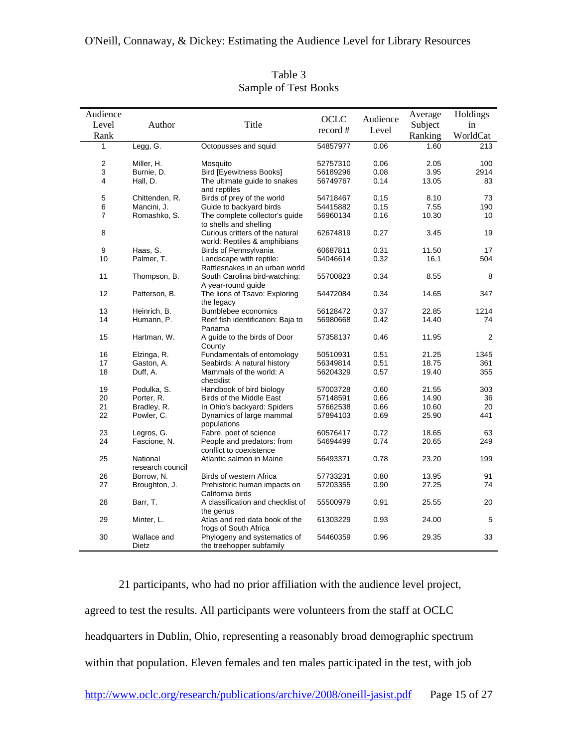Table 3
Sample of Test Books

| Audience Level Rank | Author | Title | OCLC record # | Audience Level | Average Subject Ranking | Holdings in WorldCat |
|---|---|---|---|---|---|---|
| 1 | Legg, G. | Octopusses and squid | 54857977 | 0.06 | 1.60 | 213 |
| 2 | Miller, H. | Mosquito | 52757310 | 0.06 | 2.05 | 100 |
| 3 | Burnie, D. | Bird [Eyewitness Books] | 56189296 | 0.08 | 3.95 | 2914 |
| 4 | Hall, D. | The ultimate guide to snakes and reptiles | 56749767 | 0.14 | 13.05 | 83 |
| 5 | Chittenden, R. | Birds of prey of the world | 54718467 | 0.15 | 8.10 | 73 |
| 6 | Mancini, J. | Guide to backyard birds | 54415882 | 0.15 | 7.55 | 190 |
| 7 | Romashko, S. | The complete collector's guide to shells and shelling | 56960134 | 0.16 | 10.30 | 10 |
| 8 | | Curious critters of the natural world: Reptiles & amphibians | 62674819 | 0.27 | 3.45 | 19 |
| 9 | Haas, S. | Birds of Pennsylvania | 60687811 | 0.31 | 11.50 | 17 |
| 10 | Palmer, T. | Landscape with reptile: Rattlesnakes in an urban world | 54046614 | 0.32 | 16.1 | 504 |
| 11 | Thompson, B. | South Carolina bird-watching: A year-round guide | 55700823 | 0.34 | 8.55 | 8 |
| 12 | Patterson, B. | The lions of Tsavo: Exploring the legacy | 54472084 | 0.34 | 14.65 | 347 |
| 13 | Heinrich, B. | Bumblebee economics | 56128472 | 0.37 | 22.85 | 1214 |
| 14 | Humann, P. | Reef fish identification: Baja to Panama | 56980668 | 0.42 | 14.40 | 74 |
| 15 | Hartman, W. | A guide to the birds of Door County | 57358137 | 0.46 | 11.95 | 2 |
| 16 | Elzinga, R. | Fundamentals of entomology | 50510931 | 0.51 | 21.25 | 1345 |
| 17 | Gaston, A. | Seabirds: A natural history | 56349814 | 0.51 | 18.75 | 361 |
| 18 | Duff, A. | Mammals of the world: A checklist | 56204329 | 0.57 | 19.40 | 355 |
| 19 | Podulka, S. | Handbook of bird biology | 57003728 | 0.60 | 21.55 | 303 |
| 20 | Porter, R. | Birds of the Middle East | 57148591 | 0.66 | 14.90 | 36 |
| 21 | Bradley, R. | In Ohio's backyard: Spiders | 57662538 | 0.66 | 10.60 | 20 |
| 22 | Powler, C. | Dynamics of large mammal populations | 57894103 | 0.69 | 25.90 | 441 |
| 23 | Legros, G. | Fabre, poet of science | 60576417 | 0.72 | 18.65 | 63 |
| 24 | Fascione, N. | People and predators: from conflict to coexistence | 54694499 | 0.74 | 20.65 | 249 |
| 25 | National research council | Atlantic salmon in Maine | 56493371 | 0.78 | 23.20 | 199 |
| 26 | Borrow, N. | Birds of western Africa | 57733231 | 0.80 | 13.95 | 91 |
| 27 | Broughton, J. | Prehistoric human impacts on California birds | 57203355 | 0.90 | 27.25 | 74 |
| 28 | Barr, T. | A classification and checklist of the genus | 55500979 | 0.91 | 25.55 | 20 |
| 29 | Minter, L. | Atlas and red data book of the frogs of South Africa | 61303229 | 0.93 | 24.00 | 5 |
| 30 | Wallace and Dietz | Phylogeny and systematics of the treehopper subfamily | 54460359 | 0.96 | 29.35 | 33 |

21 participants, who had no prior affiliation with the audience level project, agreed to test the results. All participants were volunteers from the staff at OCLC headquarters in Dublin, Ohio, representing a reasonably broad demographic spectrum within that population. Eleven females and ten males participated in the test, with job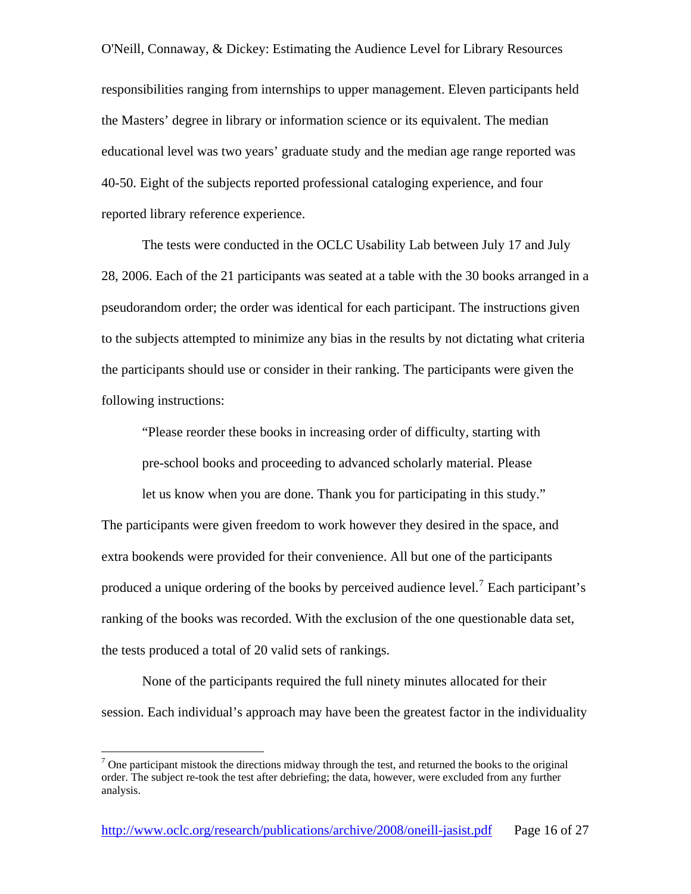responsibilities ranging from internships to upper management. Eleven participants held the Masters' degree in library or information science or its equivalent. The median educational level was two years' graduate study and the median age range reported was 40-50. Eight of the subjects reported professional cataloging experience, and four reported library reference experience.

The tests were conducted in the OCLC Usability Lab between July 17 and July 28, 2006. Each of the 21 participants was seated at a table with the 30 books arranged in a pseudorandom order; the order was identical for each participant. The instructions given to the subjects attempted to minimize any bias in the results by not dictating what criteria the participants should use or consider in their ranking. The participants were given the following instructions:

> "Please reorder these books in increasing order of difficulty, starting with pre-school books and proceeding to advanced scholarly material. Please let us know when you are done. Thank you for participating in this study."

The participants were given freedom to work however they desired in the space, and extra bookends were provided for their convenience. All but one of the participants produced a unique ordering of the books by perceived audience level.[7] Each participant's ranking of the books was recorded. With the exclusion of the one questionable data set, the tests produced a total of 20 valid sets of rankings.

None of the participants required the full ninety minutes allocated for their session. Each individual's approach may have been the greatest factor in the individuality

[7] One participant mistook the directions midway through the test, and returned the books to the original order. The subject re-took the test after debriefing; the data, however, were excluded from any further analysis.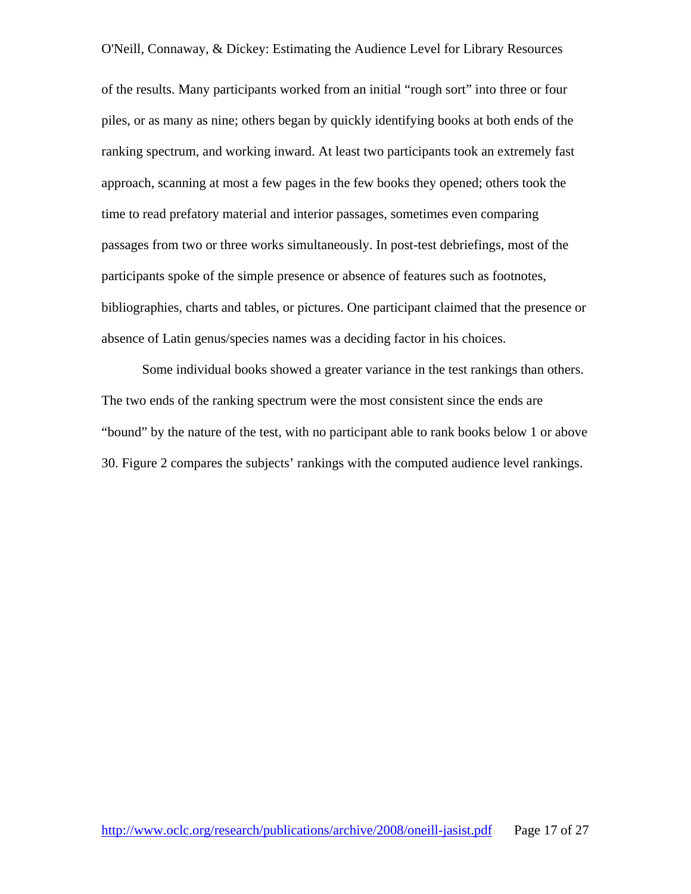of the results. Many participants worked from an initial "rough sort" into three or four piles, or as many as nine; others began by quickly identifying books at both ends of the ranking spectrum, and working inward. At least two participants took an extremely fast approach, scanning at most a few pages in the few books they opened; others took the time to read prefatory material and interior passages, sometimes even comparing passages from two or three works simultaneously. In post-test debriefings, most of the participants spoke of the simple presence or absence of features such as footnotes, bibliographies, charts and tables, or pictures. One participant claimed that the presence or absence of Latin genus/species names was a deciding factor in his choices.

Some individual books showed a greater variance in the test rankings than others. The two ends of the ranking spectrum were the most consistent since the ends are "bound" by the nature of the test, with no participant able to rank books below 1 or above 30. Figure 2 compares the subjects' rankings with the computed audience level rankings.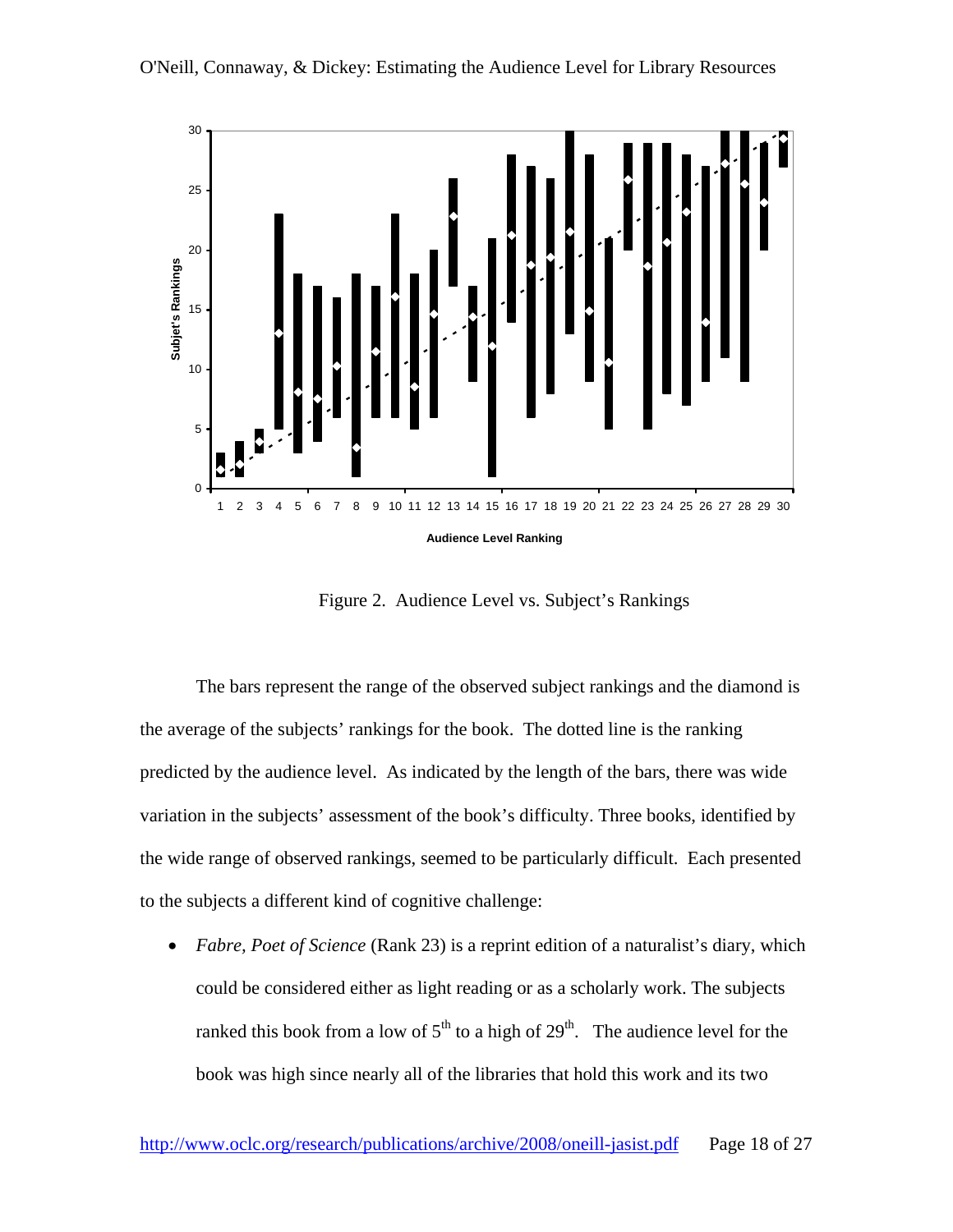Figure 2. Audience Level vs. Subject's Rankings

The bars represent the range of the observed subject rankings and the diamond is the average of the subjects' rankings for the book. The dotted line is the ranking predicted by the audience level. As indicated by the length of the bars, there was wide variation in the subjects' assessment of the book's difficulty. Three books, identified by the wide range of observed rankings, seemed to be particularly difficult. Each presented to the subjects a different kind of cognitive challenge:

- *Fabre, Poet of Science* (Rank 23) is a reprint edition of a naturalist's diary, which could be considered either as light reading or as a scholarly work. The subjects ranked this book from a low of 5th to a high of 29th. The audience level for the book was high since nearly all of the libraries that hold this work and its two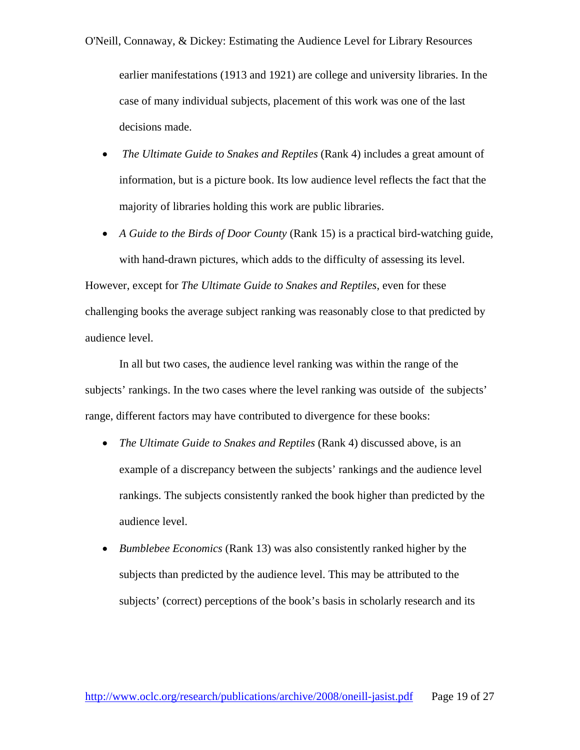earlier manifestations (1913 and 1921) are college and university libraries. In the case of many individual subjects, placement of this work was one of the last decisions made.

- *The Ultimate Guide to Snakes and Reptiles* (Rank 4) includes a great amount of information, but is a picture book. Its low audience level reflects the fact that the majority of libraries holding this work are public libraries.
- *A Guide to the Birds of Door County* (Rank 15) is a practical bird-watching guide, with hand-drawn pictures, which adds to the difficulty of assessing its level.

However, except for *The Ultimate Guide to Snakes and Reptiles,* even for these challenging books the average subject ranking was reasonably close to that predicted by audience level.

In all but two cases, the audience level ranking was within the range of the subjects' rankings. In the two cases where the level ranking was outside of the subjects' range, different factors may have contributed to divergence for these books:

- *The Ultimate Guide to Snakes and Reptiles* (Rank 4) discussed above, is an example of a discrepancy between the subjects' rankings and the audience level rankings. The subjects consistently ranked the book higher than predicted by the audience level.
- *Bumblebee Economics* (Rank 13) was also consistently ranked higher by the subjects than predicted by the audience level. This may be attributed to the subjects' (correct) perceptions of the book's basis in scholarly research and its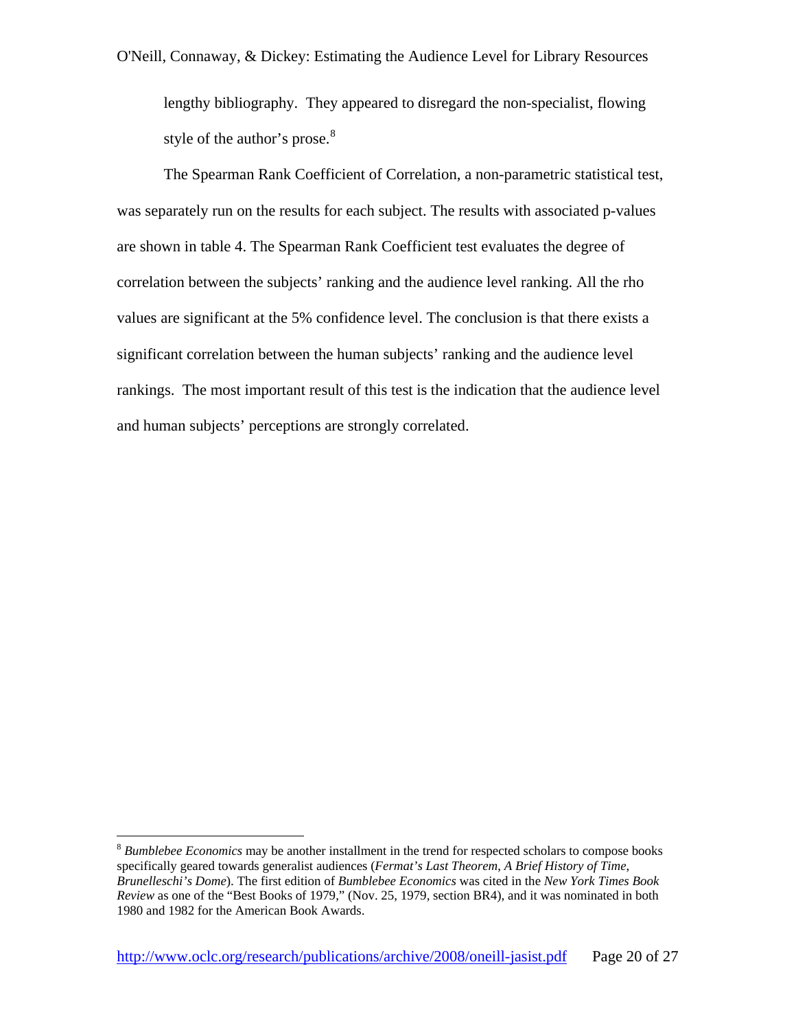lengthy bibliography. They appeared to disregard the non-specialist, flowing style of the author's prose.[8]

The Spearman Rank Coefficient of Correlation, a non-parametric statistical test, was separately run on the results for each subject. The results with associated p-values are shown in table 4. The Spearman Rank Coefficient test evaluates the degree of correlation between the subjects' ranking and the audience level ranking. All the rho values are significant at the 5% confidence level. The conclusion is that there exists a significant correlation between the human subjects' ranking and the audience level rankings. The most important result of this test is the indication that the audience level and human subjects' perceptions are strongly correlated.

[8] *Bumblebee Economics* may be another installment in the trend for respected scholars to compose books specifically geared towards generalist audiences (*Fermat's Last Theorem*, *A Brief History of Time*, *Brunelleschi's Dome*). The first edition of *Bumblebee Economics* was cited in the *New York Times Book Review* as one of the "Best Books of 1979," (Nov. 25, 1979, section BR4), and it was nominated in both 1980 and 1982 for the American Book Awards.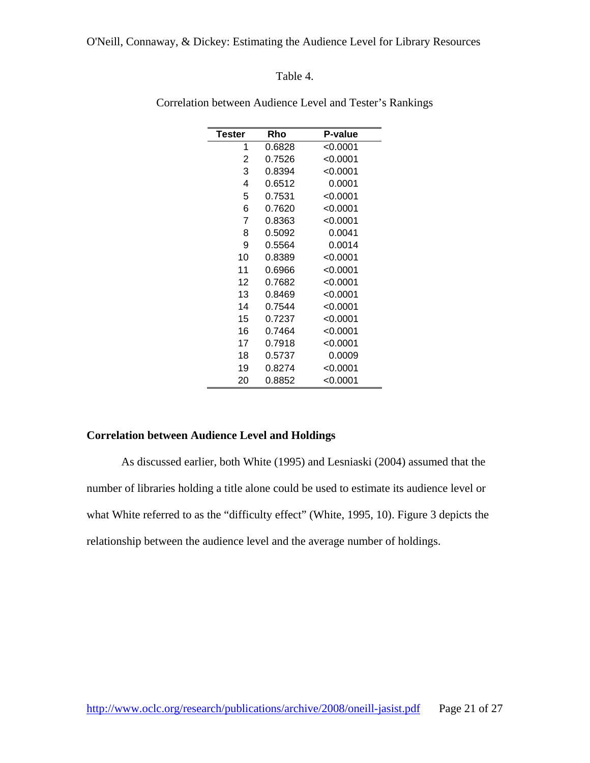Table 4.

Correlation between Audience Level and Tester's Rankings

| Tester | Rho | P-value |
|---|---|---|
| 1 | 0.6828 | <0.0001 |
| 2 | 0.7526 | <0.0001 |
| 3 | 0.8394 | <0.0001 |
| 4 | 0.6512 | 0.0001 |
| 5 | 0.7531 | <0.0001 |
| 6 | 0.7620 | <0.0001 |
| 7 | 0.8363 | <0.0001 |
| 8 | 0.5092 | 0.0041 |
| 9 | 0.5564 | 0.0014 |
| 10 | 0.8389 | <0.0001 |
| 11 | 0.6966 | <0.0001 |
| 12 | 0.7682 | <0.0001 |
| 13 | 0.8469 | <0.0001 |
| 14 | 0.7544 | <0.0001 |
| 15 | 0.7237 | <0.0001 |
| 16 | 0.7464 | <0.0001 |
| 17 | 0.7918 | <0.0001 |
| 18 | 0.5737 | 0.0009 |
| 19 | 0.8274 | <0.0001 |
| 20 | 0.8852 | <0.0001 |

**Correlation between Audience Level and Holdings**

As discussed earlier, both White (1995) and Lesniaski (2004) assumed that the number of libraries holding a title alone could be used to estimate its audience level or what White referred to as the "difficulty effect" (White, 1995, 10). Figure 3 depicts the relationship between the audience level and the average number of holdings.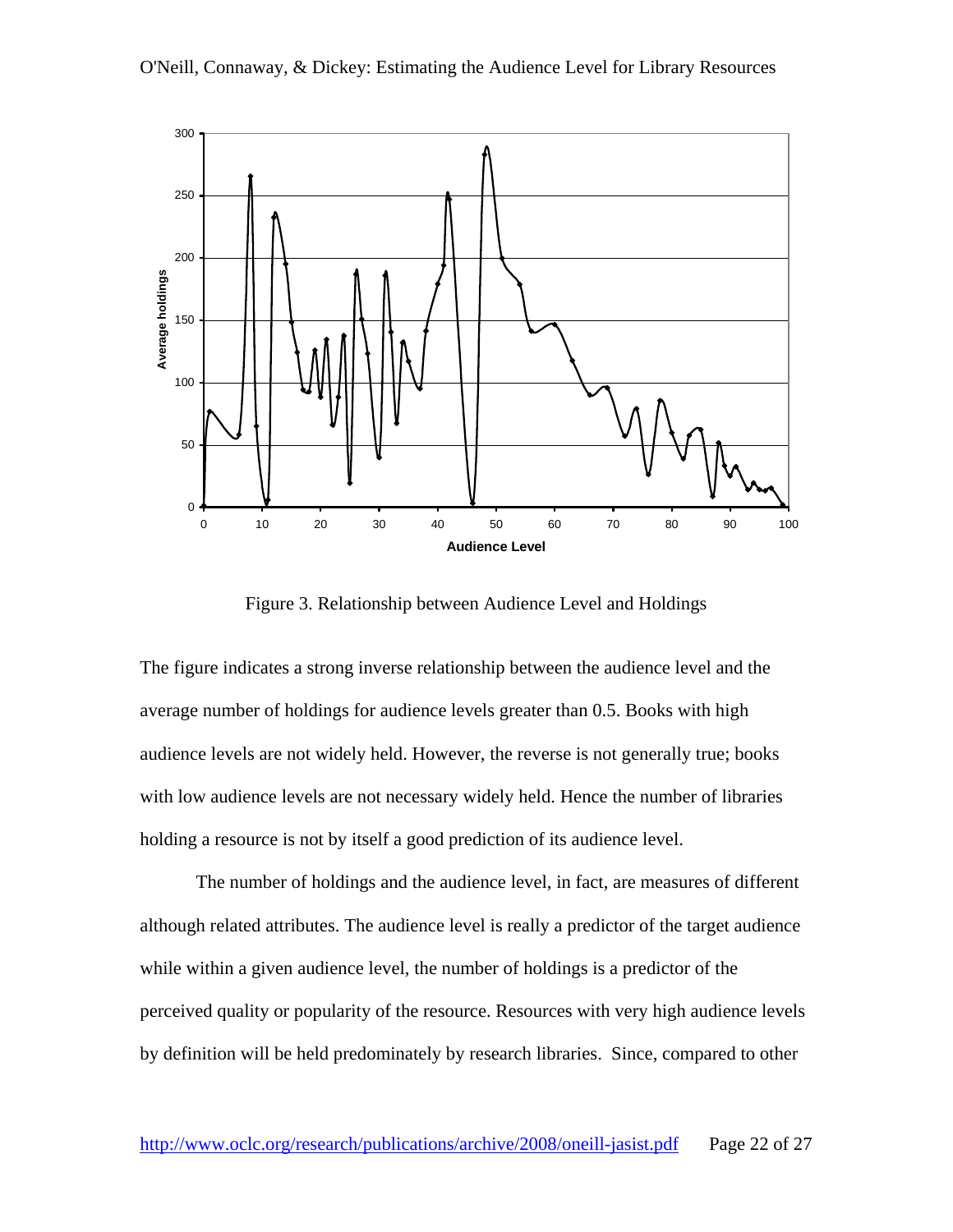Figure 3. Relationship between Audience Level and Holdings

The figure indicates a strong inverse relationship between the audience level and the average number of holdings for audience levels greater than 0.5. Books with high audience levels are not widely held. However, the reverse is not generally true; books with low audience levels are not necessary widely held. Hence the number of libraries holding a resource is not by itself a good prediction of its audience level.

The number of holdings and the audience level, in fact, are measures of different although related attributes. The audience level is really a predictor of the target audience while within a given audience level, the number of holdings is a predictor of the perceived quality or popularity of the resource. Resources with very high audience levels by definition will be held predominately by research libraries. Since, compared to other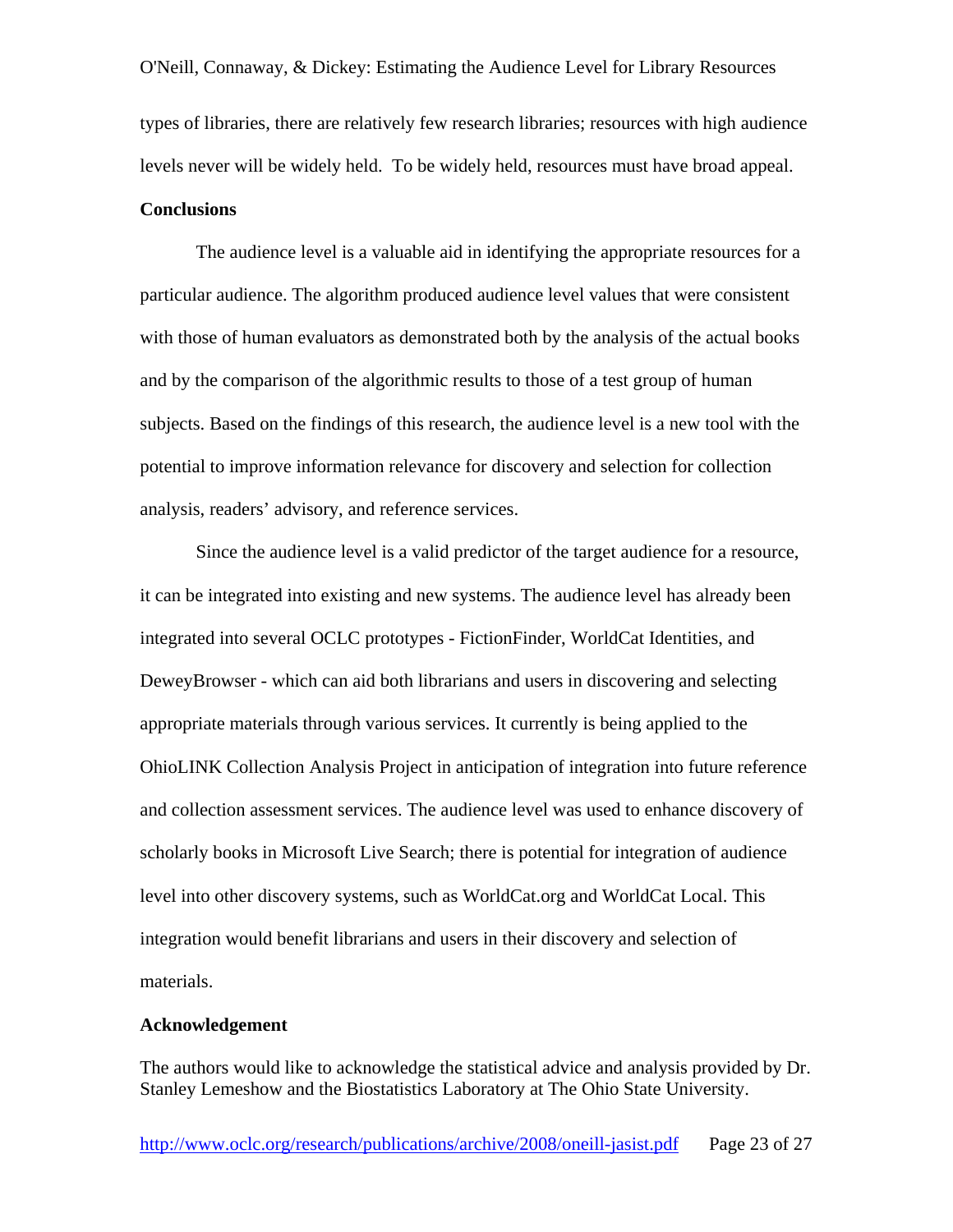types of libraries, there are relatively few research libraries; resources with high audience levels never will be widely held. To be widely held, resources must have broad appeal.

**Conclusions**

The audience level is a valuable aid in identifying the appropriate resources for a particular audience. The algorithm produced audience level values that were consistent with those of human evaluators as demonstrated both by the analysis of the actual books and by the comparison of the algorithmic results to those of a test group of human subjects. Based on the findings of this research, the audience level is a new tool with the potential to improve information relevance for discovery and selection for collection analysis, readers' advisory, and reference services.

Since the audience level is a valid predictor of the target audience for a resource, it can be integrated into existing and new systems. The audience level has already been integrated into several OCLC prototypes - FictionFinder, WorldCat Identities, and DeweyBrowser - which can aid both librarians and users in discovering and selecting appropriate materials through various services. It currently is being applied to the OhioLINK Collection Analysis Project in anticipation of integration into future reference and collection assessment services. The audience level was used to enhance discovery of scholarly books in Microsoft Live Search; there is potential for integration of audience level into other discovery systems, such as WorldCat.org and WorldCat Local. This integration would benefit librarians and users in their discovery and selection of materials.

**Acknowledgement**

The authors would like to acknowledge the statistical advice and analysis provided by Dr. Stanley Lemeshow and the Biostatistics Laboratory at The Ohio State University.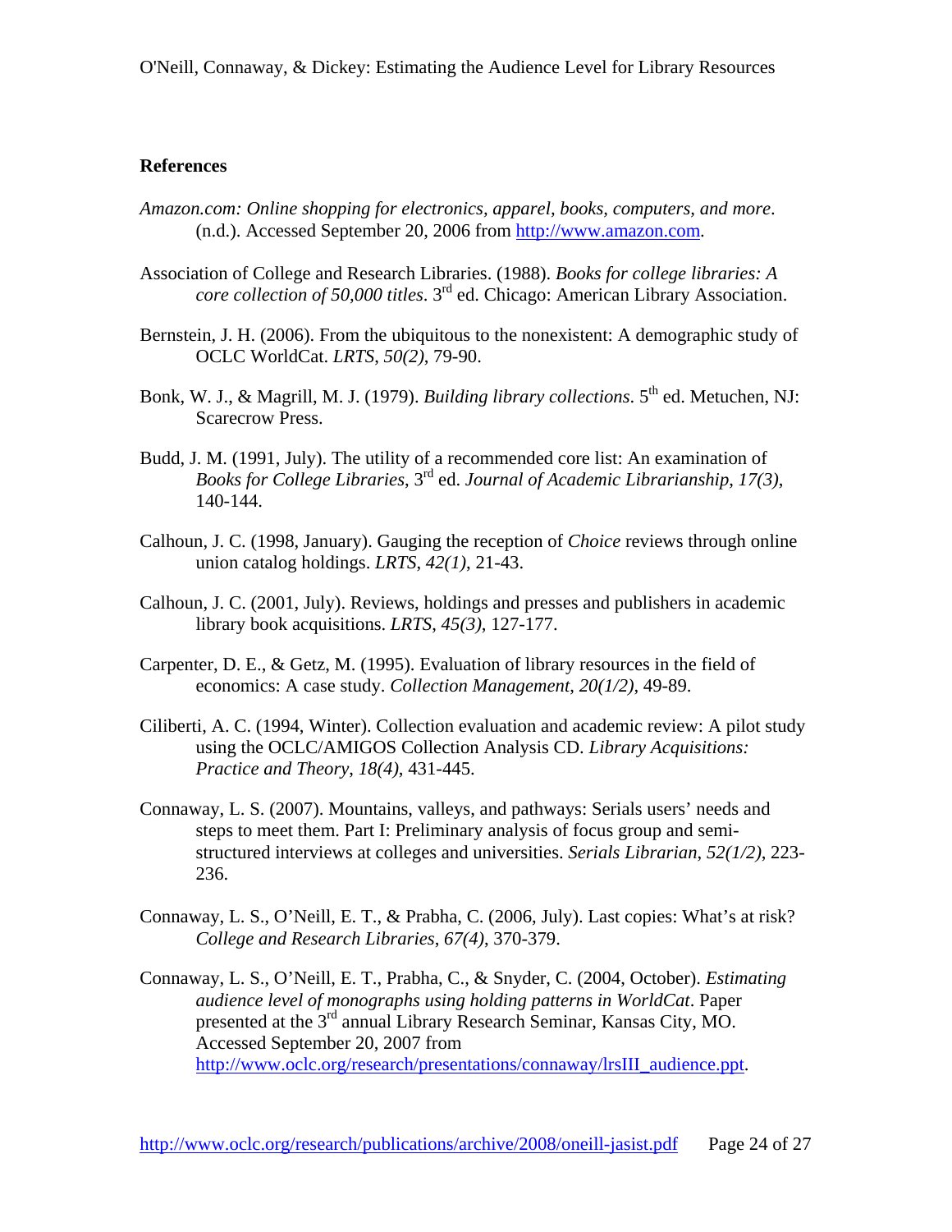## References

*Amazon.com: Online shopping for electronics, apparel, books, computers, and more*. (n.d.). Accessed September 20, 2006 from http://www.amazon.com.

Association of College and Research Libraries. (1988). *Books for college libraries: A core collection of 50,000 titles*. 3rd ed. Chicago: American Library Association.

Bernstein, J. H. (2006). From the ubiquitous to the nonexistent: A demographic study of OCLC WorldCat. *LRTS*, *50(2)*, 79-90.

Bonk, W. J., & Magrill, M. J. (1979). *Building library collections*. 5th ed. Metuchen, NJ: Scarecrow Press.

Budd, J. M. (1991, July). The utility of a recommended core list: An examination of *Books for College Libraries*, 3rd ed. *Journal of Academic Librarianship*, *17(3)*, 140-144.

Calhoun, J. C. (1998, January). Gauging the reception of *Choice* reviews through online union catalog holdings. *LRTS*, *42(1)*, 21-43.

Calhoun, J. C. (2001, July). Reviews, holdings and presses and publishers in academic library book acquisitions. *LRTS*, *45(3)*, 127-177.

Carpenter, D. E., & Getz, M. (1995). Evaluation of library resources in the field of economics: A case study. *Collection Management*, *20(1/2)*, 49-89.

Ciliberti, A. C. (1994, Winter). Collection evaluation and academic review: A pilot study using the OCLC/AMIGOS Collection Analysis CD. *Library Acquisitions: Practice and Theory*, *18(4)*, 431-445.

Connaway, L. S. (2007). Mountains, valleys, and pathways: Serials users' needs and steps to meet them. Part I: Preliminary analysis of focus group and semi-structured interviews at colleges and universities. *Serials Librarian*, *52(1/2)*, 223-236.

Connaway, L. S., O'Neill, E. T., & Prabha, C. (2006, July). Last copies: What's at risk? *College and Research Libraries*, *67(4)*, 370-379.

Connaway, L. S., O'Neill, E. T., Prabha, C., & Snyder, C. (2004, October). *Estimating audience level of monographs using holding patterns in WorldCat*. Paper presented at the 3rd annual Library Research Seminar, Kansas City, MO. Accessed September 20, 2007 from http://www.oclc.org/research/presentations/connaway/lrsIII_audience.ppt.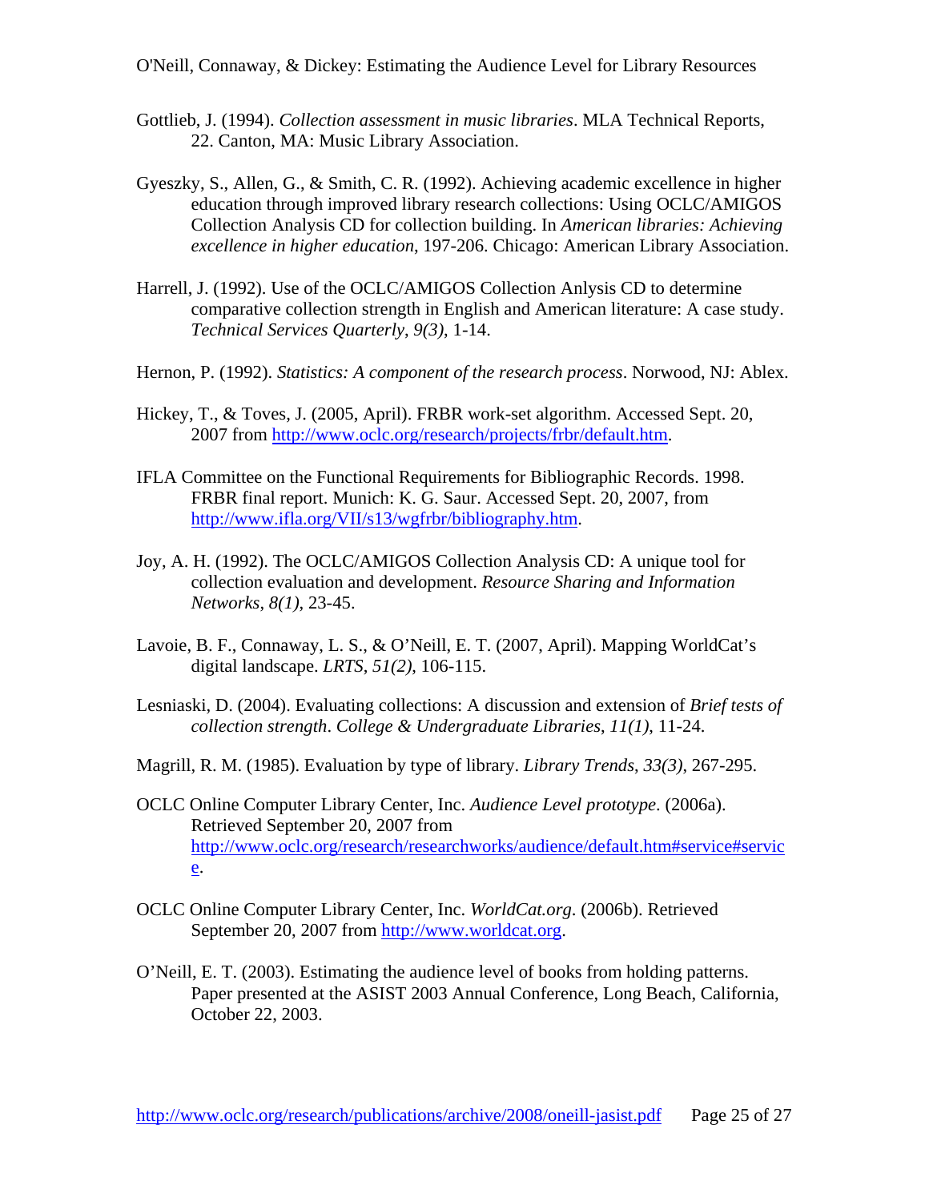Gottlieb, J. (1994). *Collection assessment in music libraries*. MLA Technical Reports, 22. Canton, MA: Music Library Association.

Gyeszky, S., Allen, G., & Smith, C. R. (1992). Achieving academic excellence in higher education through improved library research collections: Using OCLC/AMIGOS Collection Analysis CD for collection building. In *American libraries: Achieving excellence in higher education*, 197-206. Chicago: American Library Association.

Harrell, J. (1992). Use of the OCLC/AMIGOS Collection Anlysis CD to determine comparative collection strength in English and American literature: A case study. *Technical Services Quarterly*, *9(3)*, 1-14.

Hernon, P. (1992). *Statistics: A component of the research process*. Norwood, NJ: Ablex.

Hickey, T., & Toves, J. (2005, April). FRBR work-set algorithm. Accessed Sept. 20, 2007 from http://www.oclc.org/research/projects/frbr/default.htm.

IFLA Committee on the Functional Requirements for Bibliographic Records. 1998. FRBR final report. Munich: K. G. Saur. Accessed Sept. 20, 2007, from http://www.ifla.org/VII/s13/wgfrbr/bibliography.htm.

Joy, A. H. (1992). The OCLC/AMIGOS Collection Analysis CD: A unique tool for collection evaluation and development. *Resource Sharing and Information Networks*, *8(1)*, 23-45.

Lavoie, B. F., Connaway, L. S., & O'Neill, E. T. (2007, April). Mapping WorldCat's digital landscape. *LRTS*, *51(2)*, 106-115.

Lesniaski, D. (2004). Evaluating collections: A discussion and extension of *Brief tests of collection strength*. *College & Undergraduate Libraries*, *11(1)*, 11-24.

Magrill, R. M. (1985). Evaluation by type of library. *Library Trends*, *33(3)*, 267-295.

OCLC Online Computer Library Center, Inc. *Audience Level prototype*. (2006a). Retrieved September 20, 2007 from http://www.oclc.org/research/researchworks/audience/default.htm#service#service.

OCLC Online Computer Library Center, Inc. *WorldCat.org*. (2006b). Retrieved September 20, 2007 from http://www.worldcat.org.

O'Neill, E. T. (2003). Estimating the audience level of books from holding patterns. Paper presented at the ASIST 2003 Annual Conference, Long Beach, California, October 22, 2003.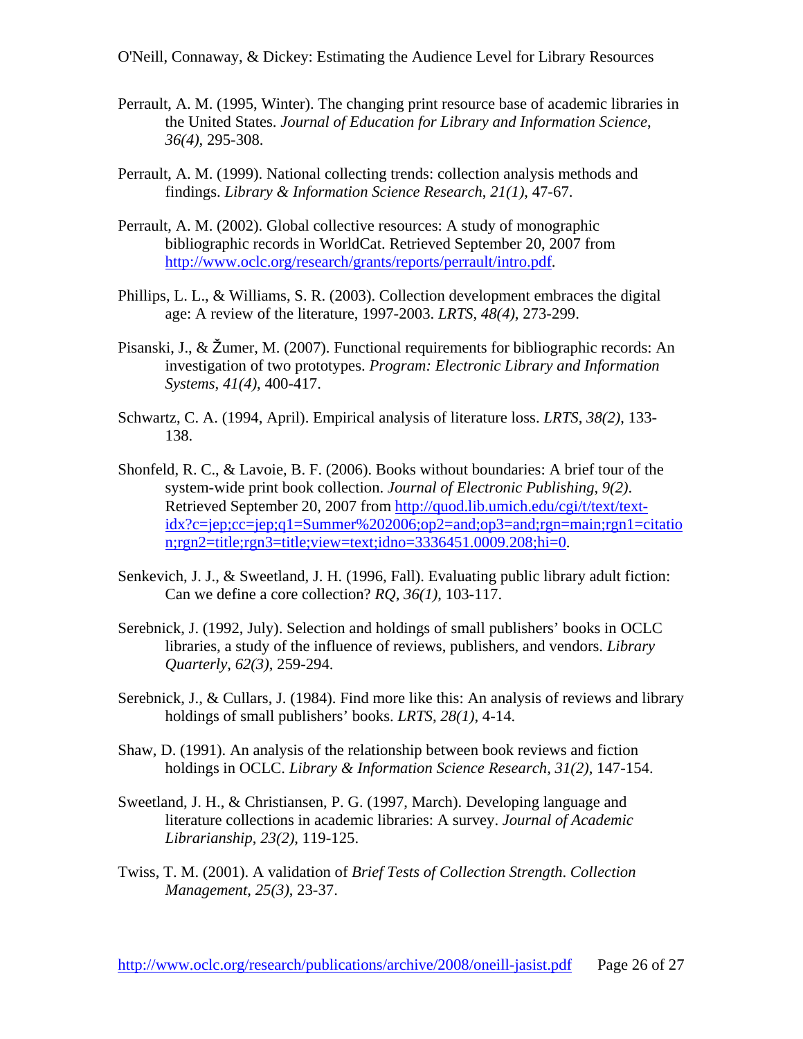Perrault, A. M. (1995, Winter). The changing print resource base of academic libraries in the United States. *Journal of Education for Library and Information Science*, *36(4)*, 295-308.

Perrault, A. M. (1999). National collecting trends: collection analysis methods and findings. *Library & Information Science Research*, *21(1)*, 47-67.

Perrault, A. M. (2002). Global collective resources: A study of monographic bibliographic records in WorldCat. Retrieved September 20, 2007 from http://www.oclc.org/research/grants/reports/perrault/intro.pdf.

Phillips, L. L., & Williams, S. R. (2003). Collection development embraces the digital age: A review of the literature, 1997-2003. *LRTS*, *48(4)*, 273-299.

Pisanski, J., & Žumer, M. (2007). Functional requirements for bibliographic records: An investigation of two prototypes. *Program: Electronic Library and Information Systems*, *41(4)*, 400-417.

Schwartz, C. A. (1994, April). Empirical analysis of literature loss. *LRTS*, *38(2)*, 133-138.

Shonfeld, R. C., & Lavoie, B. F. (2006). Books without boundaries: A brief tour of the system-wide print book collection. *Journal of Electronic Publishing*, *9(2)*. Retrieved September 20, 2007 from http://quod.lib.umich.edu/cgi/t/text/text-idx?c=jep;cc=jep;q1=Summer%202006;op2=and;op3=and;rgn=main;rgn1=citation;rgn2=title;rgn3=title;view=text;idno=3336451.0009.208;hi=0.

Senkevich, J. J., & Sweetland, J. H. (1996, Fall). Evaluating public library adult fiction: Can we define a core collection? *RQ*, *36(1)*, 103-117.

Serebnick, J. (1992, July). Selection and holdings of small publishers' books in OCLC libraries, a study of the influence of reviews, publishers, and vendors. *Library Quarterly*, *62(3)*, 259-294.

Serebnick, J., & Cullars, J. (1984). Find more like this: An analysis of reviews and library holdings of small publishers' books. *LRTS*, *28(1)*, 4-14.

Shaw, D. (1991). An analysis of the relationship between book reviews and fiction holdings in OCLC. *Library & Information Science Research*, *31(2)*, 147-154.

Sweetland, J. H., & Christiansen, P. G. (1997, March). Developing language and literature collections in academic libraries: A survey. *Journal of Academic Librarianship*, *23(2)*, 119-125.

Twiss, T. M. (2001). A validation of *Brief Tests of Collection Strength*. *Collection Management*, *25(3)*, 23-37.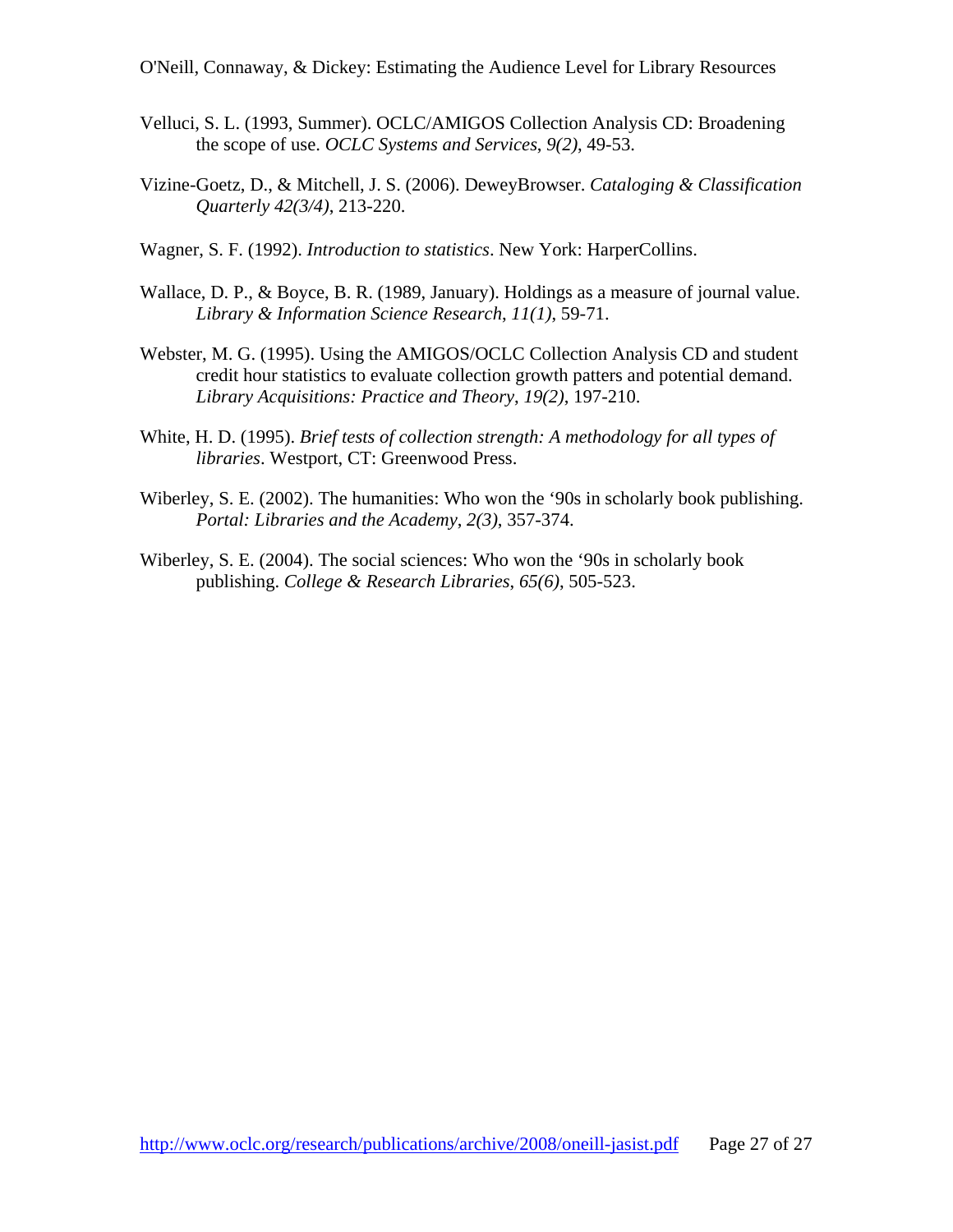Velluci, S. L. (1993, Summer). OCLC/AMIGOS Collection Analysis CD: Broadening the scope of use. *OCLC Systems and Services, 9(2)*, 49-53.

Vizine-Goetz, D., & Mitchell, J. S. (2006). DeweyBrowser. *Cataloging & Classification Quarterly 42(3/4)*, 213-220.

Wagner, S. F. (1992). *Introduction to statistics*. New York: HarperCollins.

Wallace, D. P., & Boyce, B. R. (1989, January). Holdings as a measure of journal value. *Library & Information Science Research, 11(1)*, 59-71.

Webster, M. G. (1995). Using the AMIGOS/OCLC Collection Analysis CD and student credit hour statistics to evaluate collection growth patters and potential demand. *Library Acquisitions: Practice and Theory, 19(2)*, 197-210.

White, H. D. (1995). *Brief tests of collection strength: A methodology for all types of libraries*. Westport, CT: Greenwood Press.

Wiberley, S. E. (2002). The humanities: Who won the '90s in scholarly book publishing. *Portal: Libraries and the Academy, 2(3)*, 357-374.

Wiberley, S. E. (2004). The social sciences: Who won the '90s in scholarly book publishing. *College & Research Libraries, 65(6)*, 505-523.